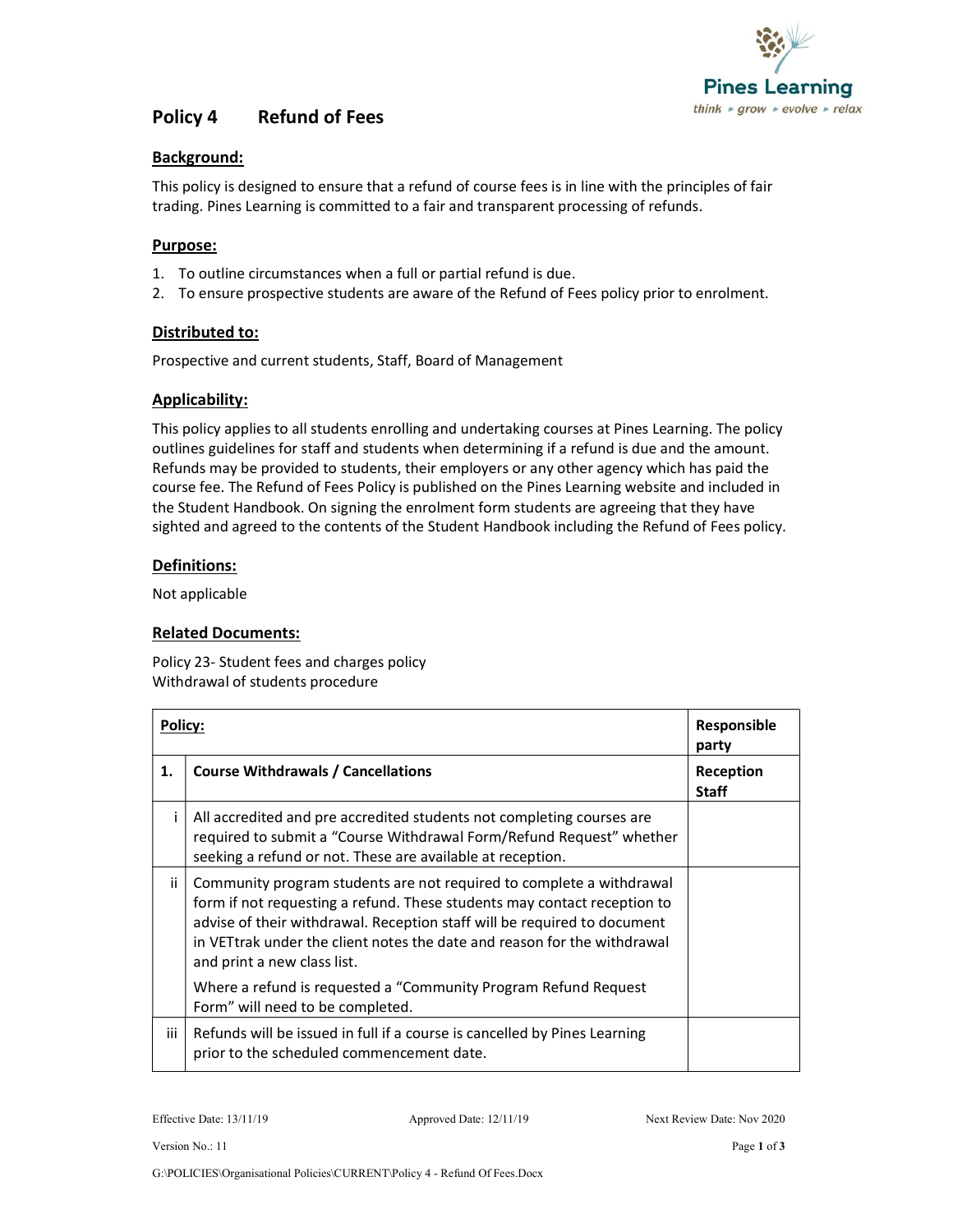# Policy 4 Refund of Fees

## Background:

This policy is designed to ensure that a refund of course fees is in line with the principles of fair trading. Pines Learning is committed to a fair and transparent processing of refunds.

## Purpose:

1. To outline circumstances when a full or partial refund is due.
2. To ensure prospective students are aware of the Refund of Fees policy prior to enrolment.

## Distributed to:

Prospective and current students, Staff, Board of Management

## Applicability:

This policy applies to all students enrolling and undertaking courses at Pines Learning. The policy outlines guidelines for staff and students when determining if a refund is due and the amount. Refunds may be provided to students, their employers or any other agency which has paid the course fee. The Refund of Fees Policy is published on the Pines Learning website and included in the Student Handbook. On signing the enrolment form students are agreeing that they have sighted and agreed to the contents of the Student Handbook including the Refund of Fees policy.

## Definitions:

Not applicable

## Related Documents:

Policy 23- Student fees and charges policy
Withdrawal of students procedure

| **Policy:** | | **Responsible party** |
|---|---|---|
| **1.** | **Course Withdrawals / Cancellations** | **Reception Staff** |
| i | All accredited and pre accredited students not completing courses are required to submit a "Course Withdrawal Form/Refund Request" whether seeking a refund or not. These are available at reception. | |
| ii | Community program students are not required to complete a withdrawal form if not requesting a refund. These students may contact reception to advise of their withdrawal. Reception staff will be required to document in VETtrak under the client notes the date and reason for the withdrawal and print a new class list. Where a refund is requested a "Community Program Refund Request Form" will need to be completed. | |
| iii | Refunds will be issued in full if a course is cancelled by Pines Learning prior to the scheduled commencement date. | |

Effective Date: 13/11/19 Approved Date: 12/11/19 Next Review Date: Nov 2020

Version No.: 11

G:\POLICIES\Organisational Policies\CURRENT\Policy 4 - Refund Of Fees.Docx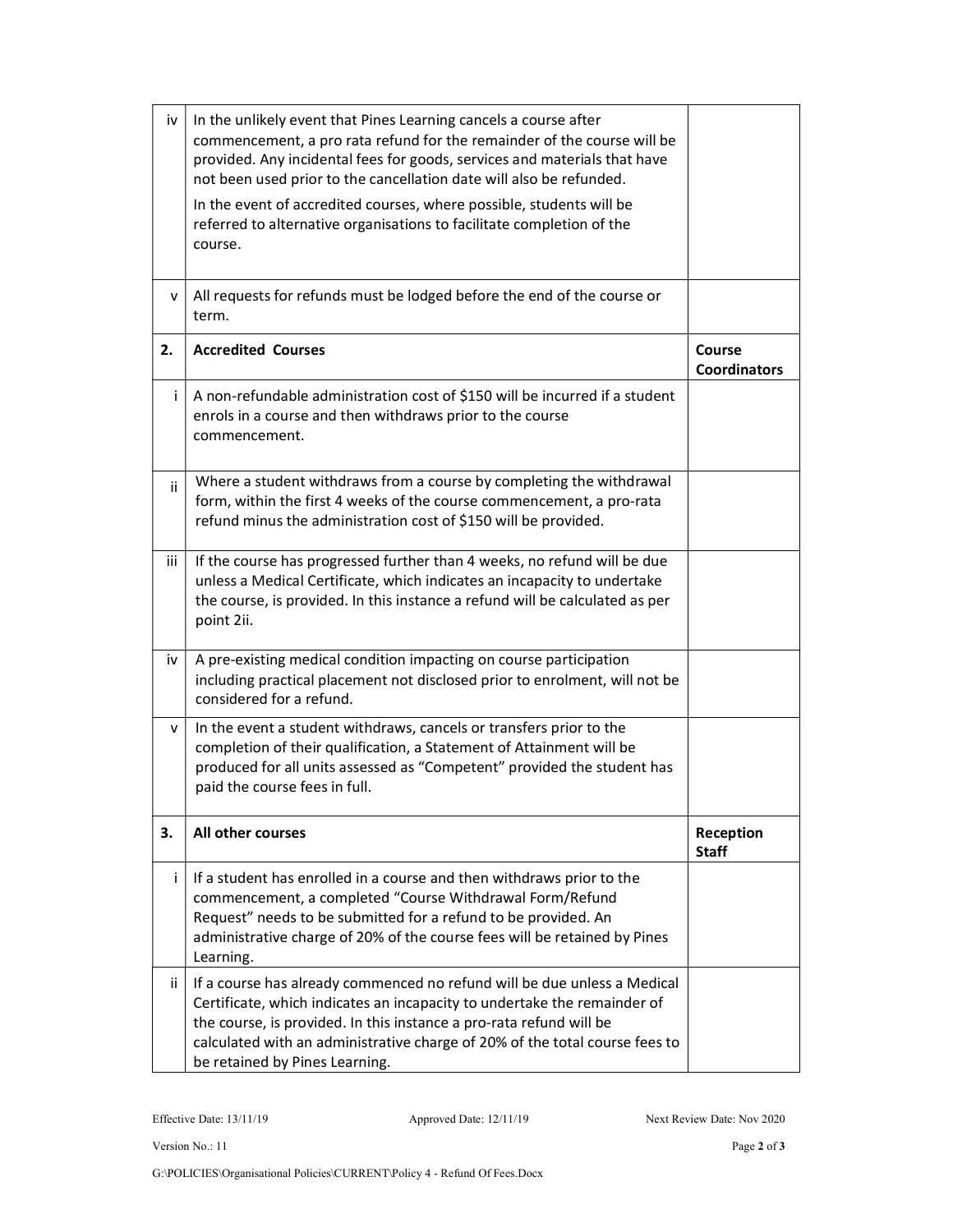| | | |
|---|---|---|
| iv | In the unlikely event that Pines Learning cancels a course after commencement, a pro rata refund for the remainder of the course will be provided. Any incidental fees for goods, services and materials that have not been used prior to the cancellation date will also be refunded.<br><br>In the event of accredited courses, where possible, students will be referred to alternative organisations to facilitate completion of the course. | |
| v | All requests for refunds must be lodged before the end of the course or term. | |
| **2.** | **Accredited Courses** | **Course Coordinators** |
| i | A non-refundable administration cost of $150 will be incurred if a student enrols in a course and then withdraws prior to the course commencement. | |
| ii | Where a student withdraws from a course by completing the withdrawal form, within the first 4 weeks of the course commencement, a pro-rata refund minus the administration cost of $150 will be provided. | |
| iii | If the course has progressed further than 4 weeks, no refund will be due unless a Medical Certificate, which indicates an incapacity to undertake the course, is provided. In this instance a refund will be calculated as per point 2ii. | |
| iv | A pre-existing medical condition impacting on course participation including practical placement not disclosed prior to enrolment, will not be considered for a refund. | |
| v | In the event a student withdraws, cancels or transfers prior to the completion of their qualification, a Statement of Attainment will be produced for all units assessed as "Competent" provided the student has paid the course fees in full. | |
| **3.** | **All other courses** | **Reception Staff** |
| i | If a student has enrolled in a course and then withdraws prior to the commencement, a completed "Course Withdrawal Form/Refund Request" needs to be submitted for a refund to be provided. An administrative charge of 20% of the course fees will be retained by Pines Learning. | |
| ii | If a course has already commenced no refund will be due unless a Medical Certificate, which indicates an incapacity to undertake the remainder of the course, is provided. In this instance a pro-rata refund will be calculated with an administrative charge of 20% of the total course fees to be retained by Pines Learning. | |

Effective Date: 13/11/19 Approved Date: 12/11/19 Next Review Date: Nov 2020

Version No.: 11

G:\POLICIES\Organisational Policies\CURRENT\Policy 4 - Refund Of Fees.Docx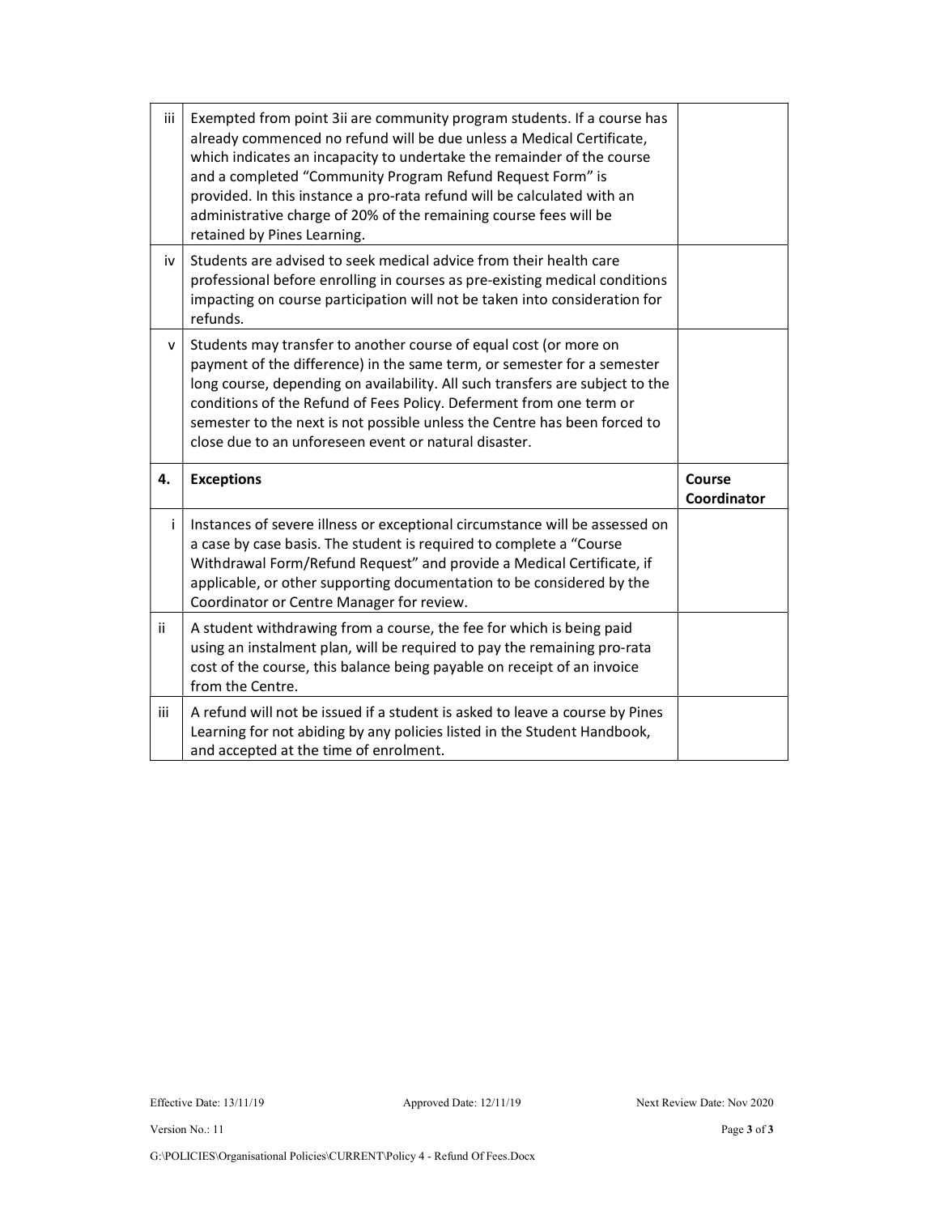| | | |
|---|---|---|
| iii | Exempted from point 3ii are community program students. If a course has already commenced no refund will be due unless a Medical Certificate, which indicates an incapacity to undertake the remainder of the course and a completed "Community Program Refund Request Form" is provided. In this instance a pro-rata refund will be calculated with an administrative charge of 20% of the remaining course fees will be retained by Pines Learning. | |
| iv | Students are advised to seek medical advice from their health care professional before enrolling in courses as pre-existing medical conditions impacting on course participation will not be taken into consideration for refunds. | |
| v | Students may transfer to another course of equal cost (or more on payment of the difference) in the same term, or semester for a semester long course, depending on availability. All such transfers are subject to the conditions of the Refund of Fees Policy. Deferment from one term or semester to the next is not possible unless the Centre has been forced to close due to an unforeseen event or natural disaster. | |
| **4.** | **Exceptions** | **Course Coordinator** |
| i | Instances of severe illness or exceptional circumstance will be assessed on a case by case basis. The student is required to complete a "Course Withdrawal Form/Refund Request" and provide a Medical Certificate, if applicable, or other supporting documentation to be considered by the Coordinator or Centre Manager for review. | |
| ii | A student withdrawing from a course, the fee for which is being paid using an instalment plan, will be required to pay the remaining pro-rata cost of the course, this balance being payable on receipt of an invoice from the Centre. | |
| iii | A refund will not be issued if a student is asked to leave a course by Pines Learning for not abiding by any policies listed in the Student Handbook, and accepted at the time of enrolment. | |

Effective Date: 13/11/19 Approved Date: 12/11/19 Next Review Date: Nov 2020

Version No.: 11

G:\POLICIES\Organisational Policies\CURRENT\Policy 4 - Refund Of Fees.Docx